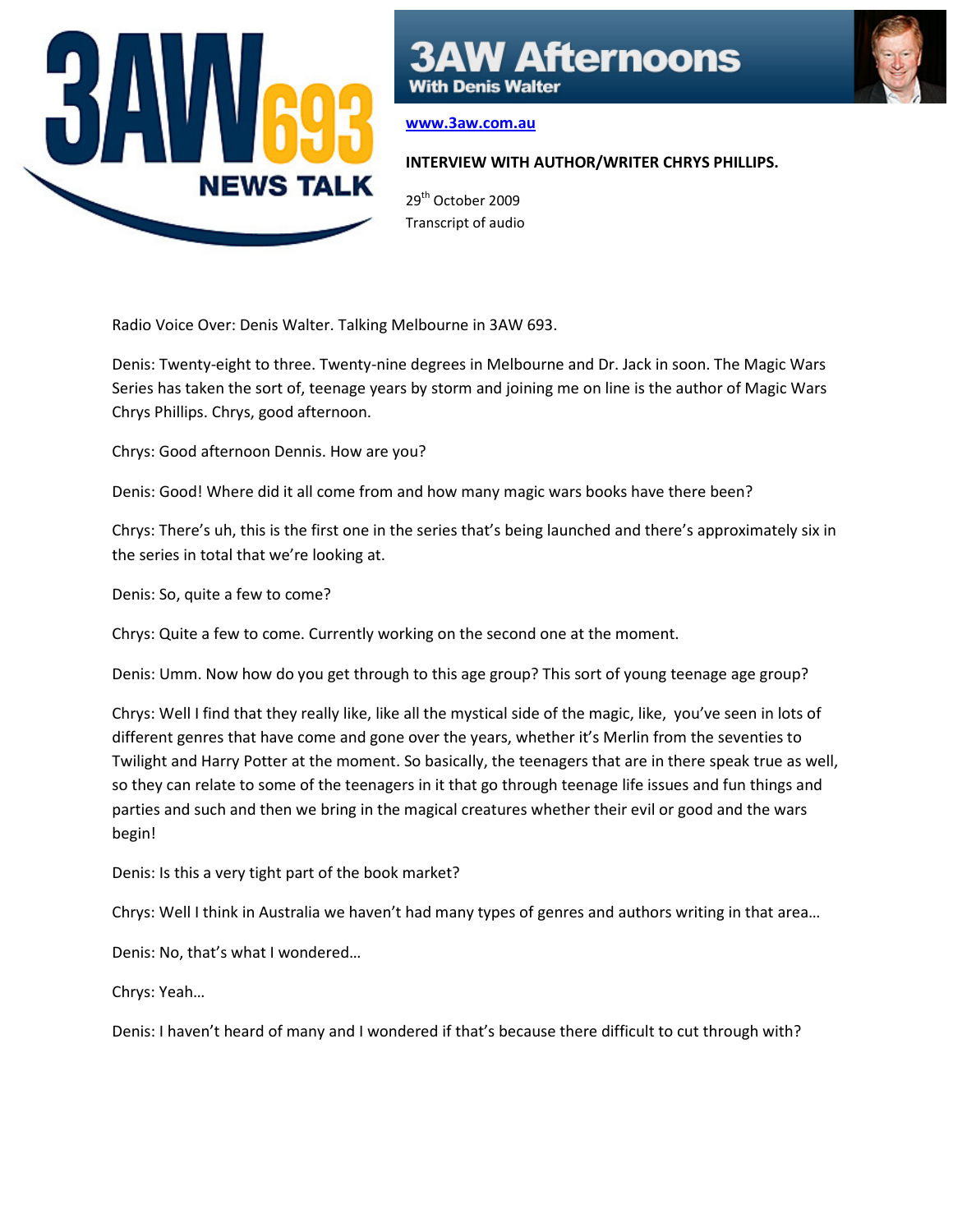# 3AW Afternoons

**With Denis Walter**

www.3aw.com.au

**INTERVIEW WITH AUTHOR/WRITER CHRYS PHILLIPS.**

29th October 2009
Transcript of audio

Radio Voice Over: Denis Walter. Talking Melbourne in 3AW 693.

Denis: Twenty-eight to three. Twenty-nine degrees in Melbourne and Dr. Jack in soon. The Magic Wars Series has taken the sort of, teenage years by storm and joining me on line is the author of Magic Wars Chrys Phillips. Chrys, good afternoon.

Chrys: Good afternoon Dennis. How are you?

Denis: Good! Where did it all come from and how many magic wars books have there been?

Chrys: There's uh, this is the first one in the series that's being launched and there's approximately six in the series in total that we're looking at.

Denis: So, quite a few to come?

Chrys: Quite a few to come. Currently working on the second one at the moment.

Denis: Umm. Now how do you get through to this age group? This sort of young teenage age group?

Chrys: Well I find that they really like, like all the mystical side of the magic, like, you've seen in lots of different genres that have come and gone over the years, whether it's Merlin from the seventies to Twilight and Harry Potter at the moment. So basically, the teenagers that are in there speak true as well, so they can relate to some of the teenagers in it that go through teenage life issues and fun things and parties and such and then we bring in the magical creatures whether their evil or good and the wars begin!

Denis: Is this a very tight part of the book market?

Chrys: Well I think in Australia we haven't had many types of genres and authors writing in that area…

Denis: No, that's what I wondered…

Chrys: Yeah…

Denis: I haven't heard of many and I wondered if that's because there difficult to cut through with?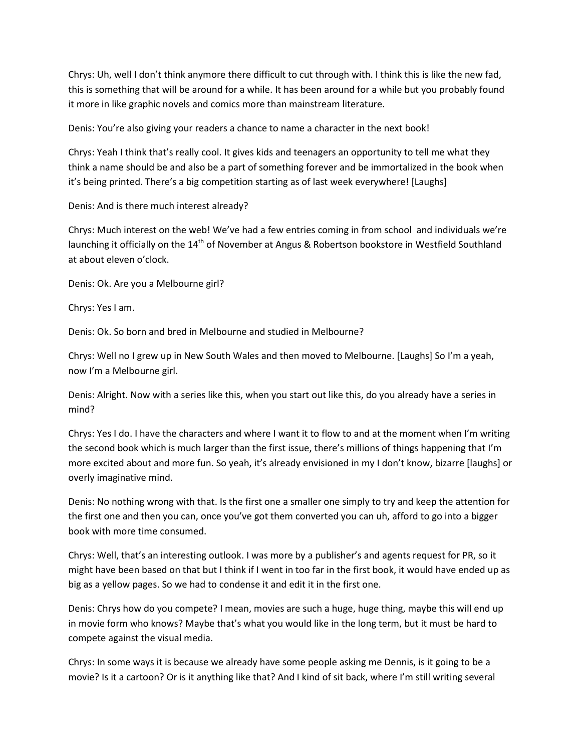Chrys: Uh, well I don't think anymore there difficult to cut through with. I think this is like the new fad, this is something that will be around for a while. It has been around for a while but you probably found it more in like graphic novels and comics more than mainstream literature.

Denis: You're also giving your readers a chance to name a character in the next book!

Chrys: Yeah I think that's really cool. It gives kids and teenagers an opportunity to tell me what they think a name should be and also be a part of something forever and be immortalized in the book when it's being printed. There's a big competition starting as of last week everywhere! [Laughs]

Denis: And is there much interest already?

Chrys: Much interest on the web! We've had a few entries coming in from school and individuals we're launching it officially on the 14th of November at Angus & Robertson bookstore in Westfield Southland at about eleven o'clock.

Denis: Ok. Are you a Melbourne girl?

Chrys: Yes I am.

Denis: Ok. So born and bred in Melbourne and studied in Melbourne?

Chrys: Well no I grew up in New South Wales and then moved to Melbourne. [Laughs] So I'm a yeah, now I'm a Melbourne girl.

Denis: Alright. Now with a series like this, when you start out like this, do you already have a series in mind?

Chrys: Yes I do. I have the characters and where I want it to flow to and at the moment when I'm writing the second book which is much larger than the first issue, there's millions of things happening that I'm more excited about and more fun. So yeah, it's already envisioned in my I don't know, bizarre [laughs] or overly imaginative mind.

Denis: No nothing wrong with that. Is the first one a smaller one simply to try and keep the attention for the first one and then you can, once you've got them converted you can uh, afford to go into a bigger book with more time consumed.

Chrys: Well, that's an interesting outlook. I was more by a publisher's and agents request for PR, so it might have been based on that but I think if I went in too far in the first book, it would have ended up as big as a yellow pages. So we had to condense it and edit it in the first one.

Denis: Chrys how do you compete? I mean, movies are such a huge, huge thing, maybe this will end up in movie form who knows? Maybe that's what you would like in the long term, but it must be hard to compete against the visual media.

Chrys: In some ways it is because we already have some people asking me Dennis, is it going to be a movie? Is it a cartoon? Or is it anything like that? And I kind of sit back, where I'm still writing several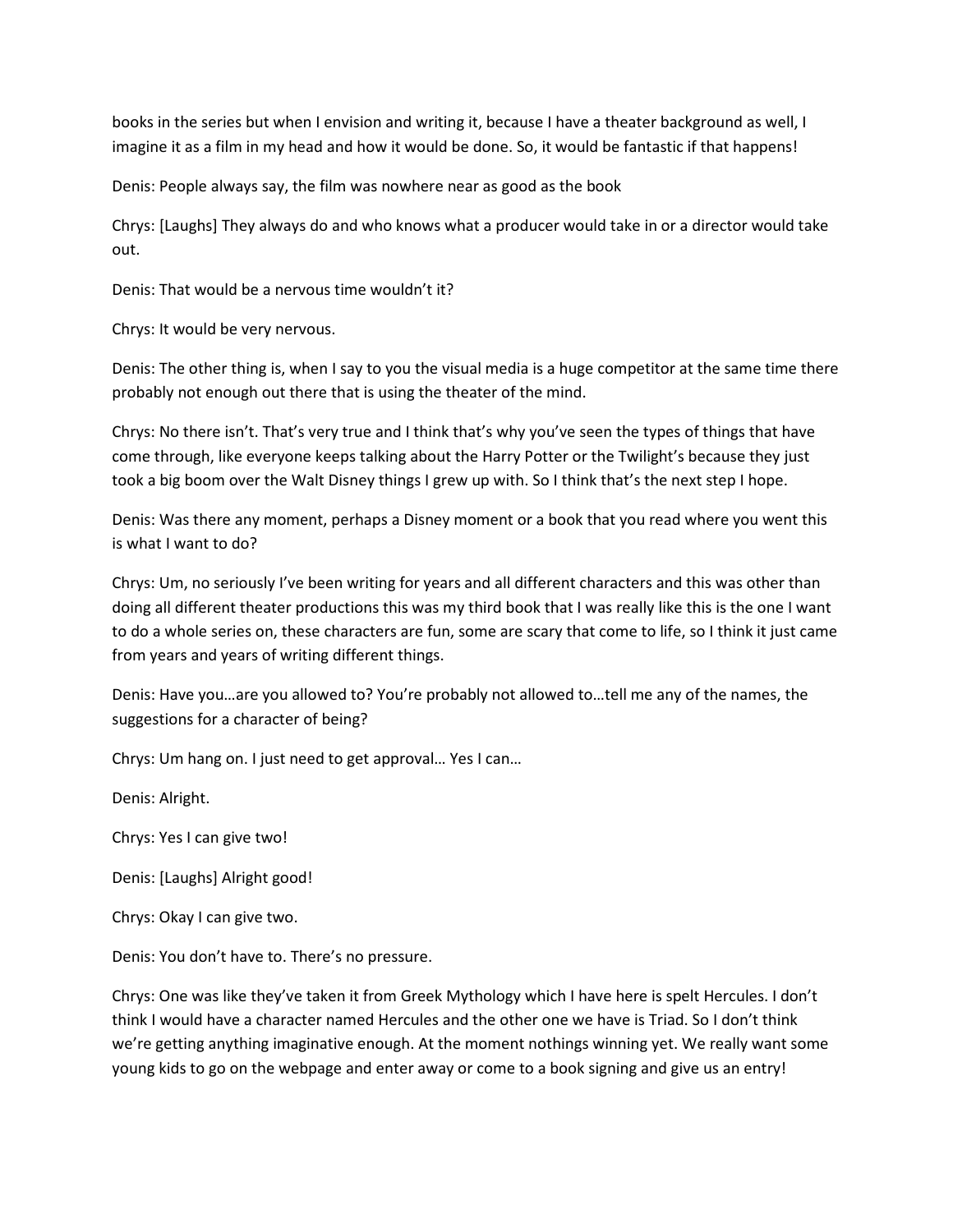books in the series but when I envision and writing it, because I have a theater background as well, I imagine it as a film in my head and how it would be done. So, it would be fantastic if that happens!

Denis: People always say, the film was nowhere near as good as the book

Chrys: [Laughs] They always do and who knows what a producer would take in or a director would take out.

Denis: That would be a nervous time wouldn't it?

Chrys: It would be very nervous.

Denis: The other thing is, when I say to you the visual media is a huge competitor at the same time there probably not enough out there that is using the theater of the mind.

Chrys: No there isn't. That's very true and I think that's why you've seen the types of things that have come through, like everyone keeps talking about the Harry Potter or the Twilight's because they just took a big boom over the Walt Disney things I grew up with. So I think that's the next step I hope.

Denis: Was there any moment, perhaps a Disney moment or a book that you read where you went this is what I want to do?

Chrys: Um, no seriously I've been writing for years and all different characters and this was other than doing all different theater productions this was my third book that I was really like this is the one I want to do a whole series on, these characters are fun, some are scary that come to life, so I think it just came from years and years of writing different things.

Denis: Have you…are you allowed to? You're probably not allowed to…tell me any of the names, the suggestions for a character of being?

Chrys: Um hang on. I just need to get approval… Yes I can…

Denis: Alright.

Chrys: Yes I can give two!

Denis: [Laughs] Alright good!

Chrys: Okay I can give two.

Denis: You don't have to. There's no pressure.

Chrys: One was like they've taken it from Greek Mythology which I have here is spelt Hercules. I don't think I would have a character named Hercules and the other one we have is Triad. So I don't think we're getting anything imaginative enough. At the moment nothings winning yet. We really want some young kids to go on the webpage and enter away or come to a book signing and give us an entry!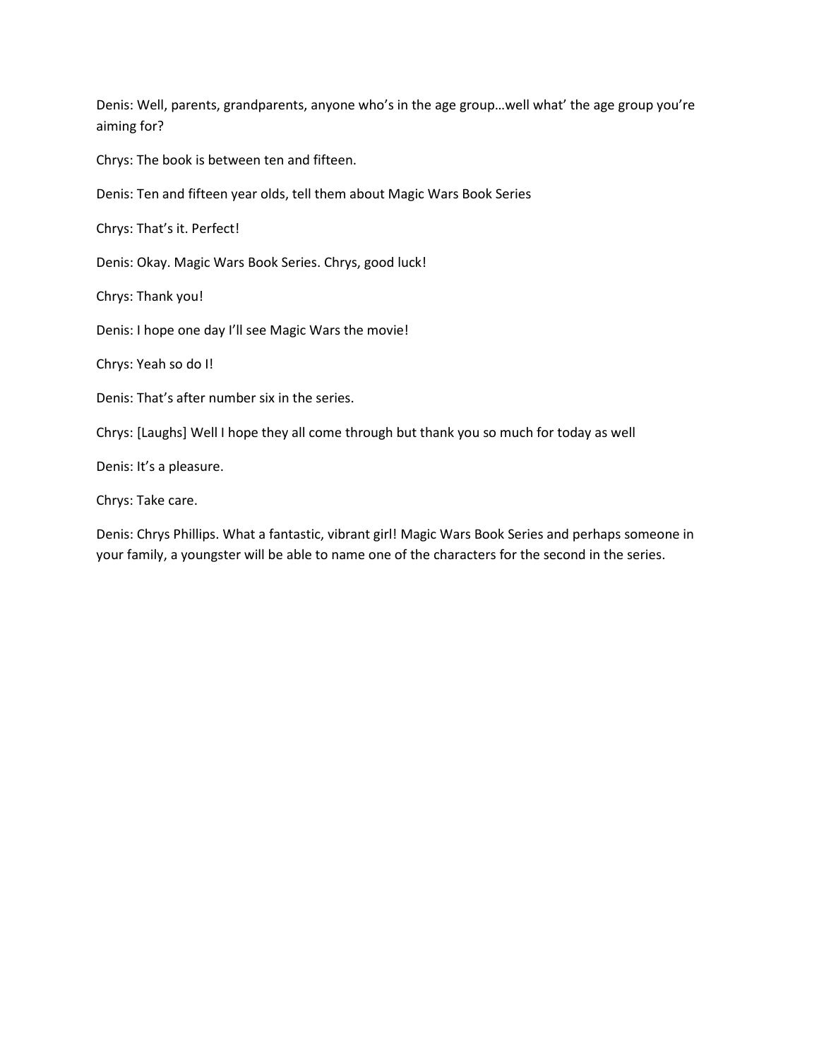Denis: Well, parents, grandparents, anyone who's in the age group…well what' the age group you're aiming for?

Chrys: The book is between ten and fifteen.

Denis: Ten and fifteen year olds, tell them about Magic Wars Book Series

Chrys: That's it. Perfect!

Denis: Okay. Magic Wars Book Series. Chrys, good luck!

Chrys: Thank you!

Denis: I hope one day I'll see Magic Wars the movie!

Chrys: Yeah so do I!

Denis: That's after number six in the series.

Chrys: [Laughs] Well I hope they all come through but thank you so much for today as well

Denis: It's a pleasure.

Chrys: Take care.

Denis: Chrys Phillips. What a fantastic, vibrant girl! Magic Wars Book Series and perhaps someone in your family, a youngster will be able to name one of the characters for the second in the series.